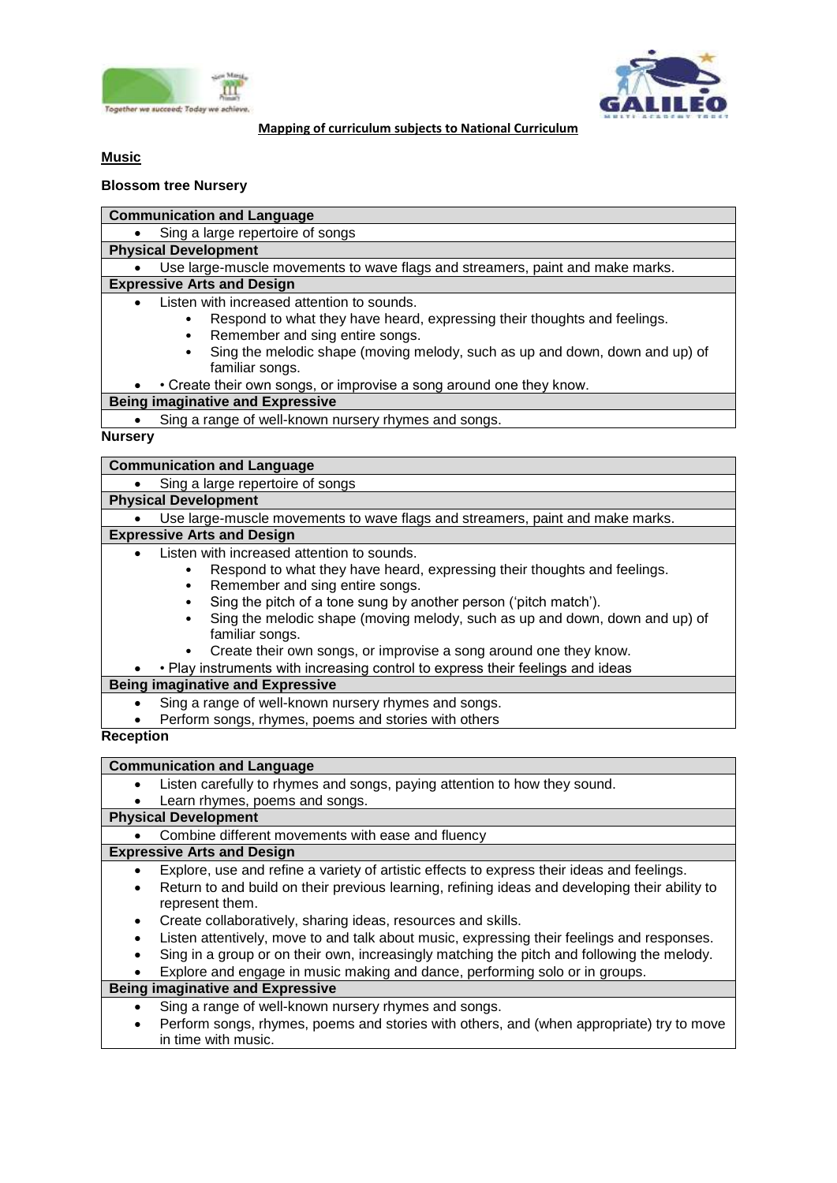**Mapping of curriculum subjects to National Curriculum**

## Music

### Blossom tree Nursery

| Communication and Language |
|---|
| • Sing a large repertoire of songs |
| **Physical Development** |
| • Use large-muscle movements to wave flags and streamers, paint and make marks. |
| **Expressive Arts and Design** |
| • Listen with increased attention to sounds.<br>  ◦ Respond to what they have heard, expressing their thoughts and feelings.<br>  ◦ Remember and sing entire songs.<br>  ◦ Sing the melodic shape (moving melody, such as up and down, down and up) of familiar songs.<br>• • Create their own songs, or improvise a song around one they know. |
| **Being imaginative and Expressive** |
| • Sing a range of well-known nursery rhymes and songs. |

### Nursery

| Communication and Language |
|---|
| • Sing a large repertoire of songs |
| **Physical Development** |
| • Use large-muscle movements to wave flags and streamers, paint and make marks. |
| **Expressive Arts and Design** |
| • Listen with increased attention to sounds.<br>  ◦ Respond to what they have heard, expressing their thoughts and feelings.<br>  ◦ Remember and sing entire songs.<br>  ◦ Sing the pitch of a tone sung by another person ('pitch match').<br>  ◦ Sing the melodic shape (moving melody, such as up and down, down and up) of familiar songs.<br>  ◦ Create their own songs, or improvise a song around one they know.<br>• • Play instruments with increasing control to express their feelings and ideas |
| **Being imaginative and Expressive** |
| • Sing a range of well-known nursery rhymes and songs.<br>• Perform songs, rhymes, poems and stories with others |

### Reception

| Communication and Language |
|---|
| • Listen carefully to rhymes and songs, paying attention to how they sound.<br>• Learn rhymes, poems and songs. |
| **Physical Development** |
| • Combine different movements with ease and fluency |
| **Expressive Arts and Design** |
| • Explore, use and refine a variety of artistic effects to express their ideas and feelings.<br>• Return to and build on their previous learning, refining ideas and developing their ability to represent them.<br>• Create collaboratively, sharing ideas, resources and skills.<br>• Listen attentively, move to and talk about music, expressing their feelings and responses.<br>• Sing in a group or on their own, increasingly matching the pitch and following the melody.<br>• Explore and engage in music making and dance, performing solo or in groups. |
| **Being imaginative and Expressive** |
| • Sing a range of well-known nursery rhymes and songs.<br>• Perform songs, rhymes, poems and stories with others, and (when appropriate) try to move in time with music. |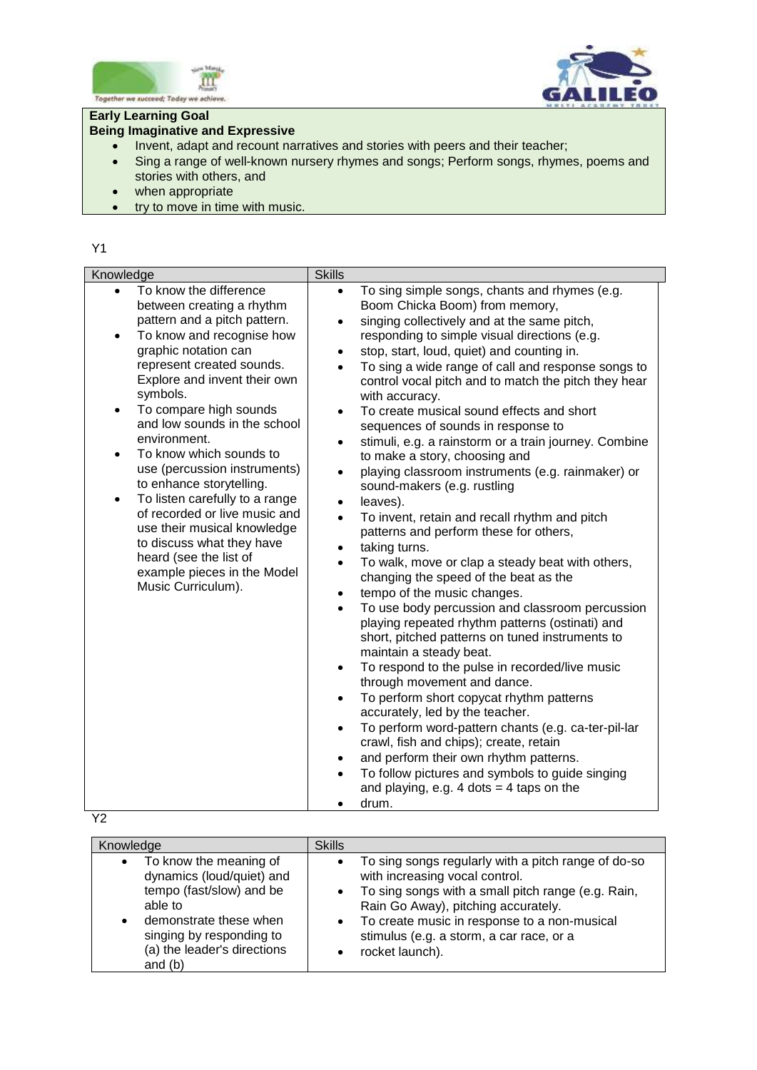**Early Learning Goal**
**Being Imaginative and Expressive**

- Invent, adapt and recount narratives and stories with peers and their teacher;
- Sing a range of well-known nursery rhymes and songs; Perform songs, rhymes, poems and stories with others, and
- when appropriate
- try to move in time with music.

Y1

| Knowledge | Skills |
|---|---|
| • To know the difference between creating a rhythm pattern and a pitch pattern.<br>• To know and recognise how graphic notation can represent created sounds. Explore and invent their own symbols.<br>• To compare high sounds and low sounds in the school environment.<br>• To know which sounds to use (percussion instruments) to enhance storytelling.<br>• To listen carefully to a range of recorded or live music and use their musical knowledge to discuss what they have heard (see the list of example pieces in the Model Music Curriculum). | • To sing simple songs, chants and rhymes (e.g. Boom Chicka Boom) from memory,<br>• singing collectively and at the same pitch, responding to simple visual directions (e.g.<br>• stop, start, loud, quiet) and counting in.<br>• To sing a wide range of call and response songs to control vocal pitch and to match the pitch they hear with accuracy.<br>• To create musical sound effects and short sequences of sounds in response to<br>• stimuli, e.g. a rainstorm or a train journey. Combine to make a story, choosing and<br>• playing classroom instruments (e.g. rainmaker) or sound-makers (e.g. rustling<br>• leaves).<br>• To invent, retain and recall rhythm and pitch patterns and perform these for others,<br>• taking turns.<br>• To walk, move or clap a steady beat with others, changing the speed of the beat as the<br>• tempo of the music changes.<br>• To use body percussion and classroom percussion playing repeated rhythm patterns (ostinati) and short, pitched patterns on tuned instruments to maintain a steady beat.<br>• To respond to the pulse in recorded/live music through movement and dance.<br>• To perform short copycat rhythm patterns accurately, led by the teacher.<br>• To perform word-pattern chants (e.g. ca-ter-pil-lar crawl, fish and chips); create, retain<br>• and perform their own rhythm patterns.<br>• To follow pictures and symbols to guide singing and playing, e.g. 4 dots = 4 taps on the<br>• drum. |

Y2

| Knowledge | Skills |
|---|---|
| • To know the meaning of dynamics (loud/quiet) and tempo (fast/slow) and be able to<br>• demonstrate these when singing by responding to (a) the leader's directions and (b) | • To sing songs regularly with a pitch range of do-so with increasing vocal control.<br>• To sing songs with a small pitch range (e.g. Rain, Rain Go Away), pitching accurately.<br>• To create music in response to a non-musical stimulus (e.g. a storm, a car race, or a<br>• rocket launch). |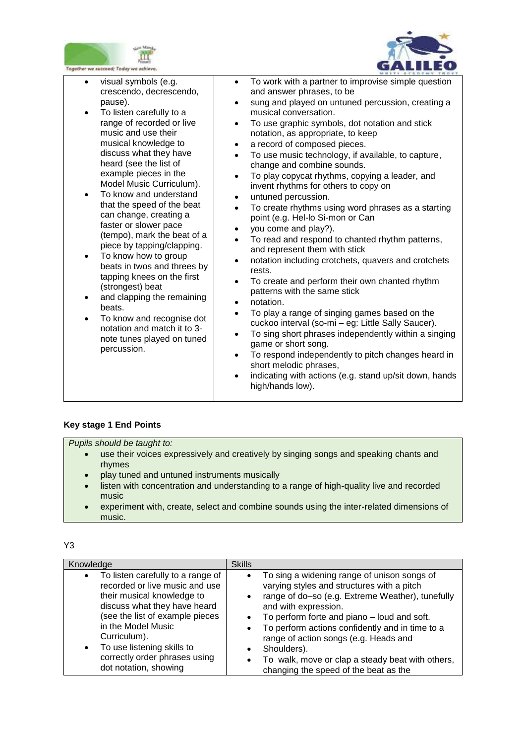| | |
|---|---|
| • visual symbols (e.g. crescendo, decrescendo, pause).<br>• To listen carefully to a range of recorded or live music and use their musical knowledge to discuss what they have heard (see the list of example pieces in the Model Music Curriculum).<br>• To know and understand that the speed of the beat can change, creating a faster or slower pace (tempo), mark the beat of a piece by tapping/clapping.<br>• To know how to group beats in twos and threes by tapping knees on the first (strongest) beat<br>• and clapping the remaining beats.<br>• To know and recognise dot notation and match it to 3-note tunes played on tuned percussion. | • To work with a partner to improvise simple question and answer phrases, to be<br>• sung and played on untuned percussion, creating a musical conversation.<br>• To use graphic symbols, dot notation and stick notation, as appropriate, to keep<br>• a record of composed pieces.<br>• To use music technology, if available, to capture, change and combine sounds.<br>• To play copycat rhythms, copying a leader, and invent rhythms for others to copy on<br>• untuned percussion.<br>• To create rhythms using word phrases as a starting point (e.g. Hel-lo Si-mon or Can<br>• you come and play?).<br>• To read and respond to chanted rhythm patterns, and represent them with stick<br>• notation including crotchets, quavers and crotchets rests.<br>• To create and perform their own chanted rhythm patterns with the same stick<br>• notation.<br>• To play a range of singing games based on the cuckoo interval (so-mi – eg: Little Sally Saucer).<br>• To sing short phrases independently within a singing game or short song.<br>• To respond independently to pitch changes heard in short melodic phrases,<br>• indicating with actions (e.g. stand up/sit down, hands high/hands low). |

**Key stage 1 End Points**

*Pupils should be taught to:*

- use their voices expressively and creatively by singing songs and speaking chants and rhymes
- play tuned and untuned instruments musically
- listen with concentration and understanding to a range of high-quality live and recorded music
- experiment with, create, select and combine sounds using the inter-related dimensions of music.

Y3

| Knowledge | Skills |
|---|---|
| • To listen carefully to a range of recorded or live music and use their musical knowledge to discuss what they have heard (see the list of example pieces in the Model Music Curriculum).<br>• To use listening skills to correctly order phrases using dot notation, showing | • To sing a widening range of unison songs of varying styles and structures with a pitch<br>• range of do–so (e.g. Extreme Weather), tunefully and with expression.<br>• To perform forte and piano – loud and soft.<br>• To perform actions confidently and in time to a range of action songs (e.g. Heads and<br>• Shoulders).<br>• To walk, move or clap a steady beat with others, changing the speed of the beat as the |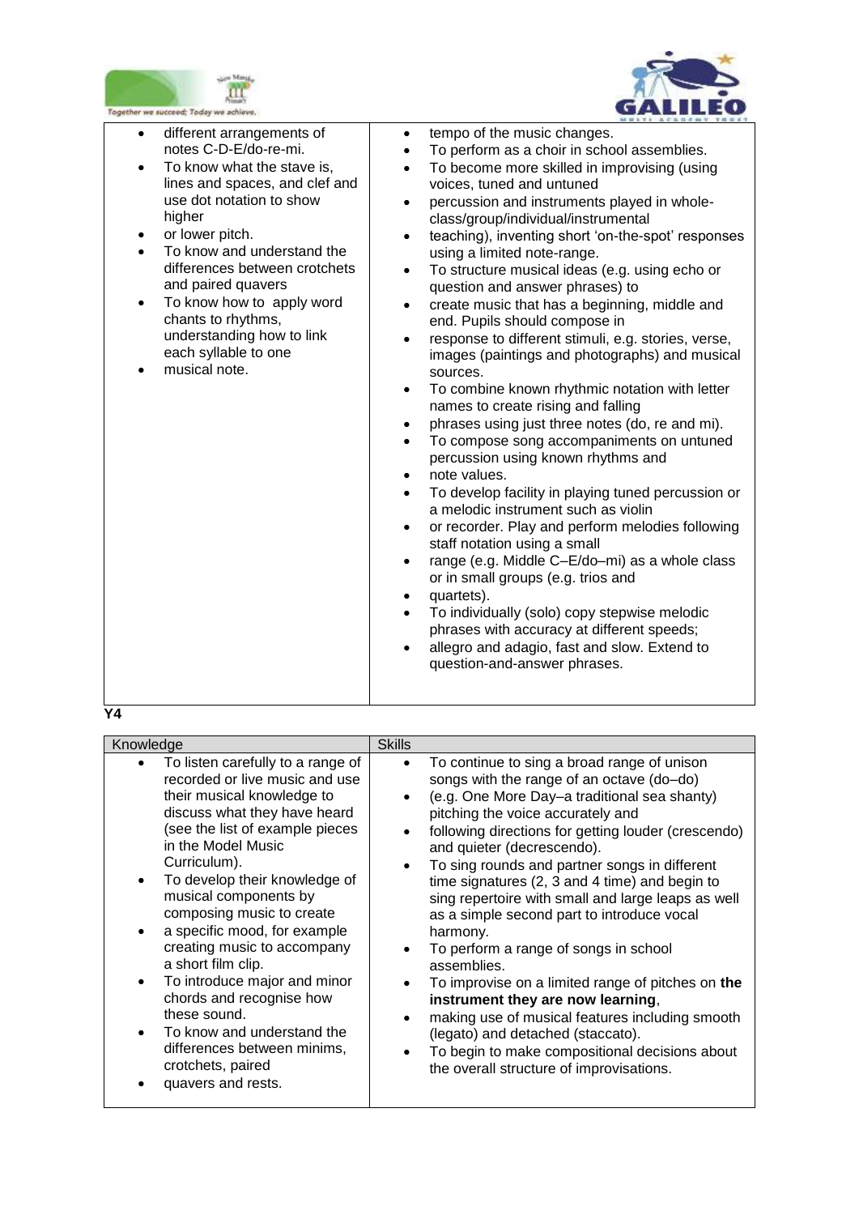| | |
|---|---|
| • different arrangements of notes C-D-E/do-re-mi.<br>• To know what the stave is, lines and spaces, and clef and use dot notation to show higher<br>• or lower pitch.<br>• To know and understand the differences between crotchets and paired quavers<br>• To know how to apply word chants to rhythms, understanding how to link each syllable to one<br>• musical note. | • tempo of the music changes.<br>• To perform as a choir in school assemblies.<br>• To become more skilled in improvising (using voices, tuned and untuned<br>• percussion and instruments played in whole-class/group/individual/instrumental<br>• teaching), inventing short 'on-the-spot' responses using a limited note-range.<br>• To structure musical ideas (e.g. using echo or question and answer phrases) to<br>• create music that has a beginning, middle and end. Pupils should compose in<br>• response to different stimuli, e.g. stories, verse, images (paintings and photographs) and musical sources.<br>• To combine known rhythmic notation with letter names to create rising and falling<br>• phrases using just three notes (do, re and mi).<br>• To compose song accompaniments on untuned percussion using known rhythms and<br>• note values.<br>• To develop facility in playing tuned percussion or a melodic instrument such as violin<br>• or recorder. Play and perform melodies following staff notation using a small<br>• range (e.g. Middle C–E/do–mi) as a whole class or in small groups (e.g. trios and<br>• quartets).<br>• To individually (solo) copy stepwise melodic phrases with accuracy at different speeds;<br>• allegro and adagio, fast and slow. Extend to question-and-answer phrases. |

**Y4**

| Knowledge | Skills |
|---|---|
| • To listen carefully to a range of recorded or live music and use their musical knowledge to discuss what they have heard (see the list of example pieces in the Model Music Curriculum).<br>• To develop their knowledge of musical components by composing music to create<br>• a specific mood, for example creating music to accompany a short film clip.<br>• To introduce major and minor chords and recognise how these sound.<br>• To know and understand the differences between minims, crotchets, paired<br>• quavers and rests. | • To continue to sing a broad range of unison songs with the range of an octave (do–do)<br>• (e.g. One More Day–a traditional sea shanty) pitching the voice accurately and<br>• following directions for getting louder (crescendo) and quieter (decrescendo).<br>• To sing rounds and partner songs in different time signatures (2, 3 and 4 time) and begin to sing repertoire with small and large leaps as well as a simple second part to introduce vocal harmony.<br>• To perform a range of songs in school assemblies.<br>• To improvise on a limited range of pitches on **the instrument they are now learning**,<br>• making use of musical features including smooth (legato) and detached (staccato).<br>• To begin to make compositional decisions about the overall structure of improvisations. |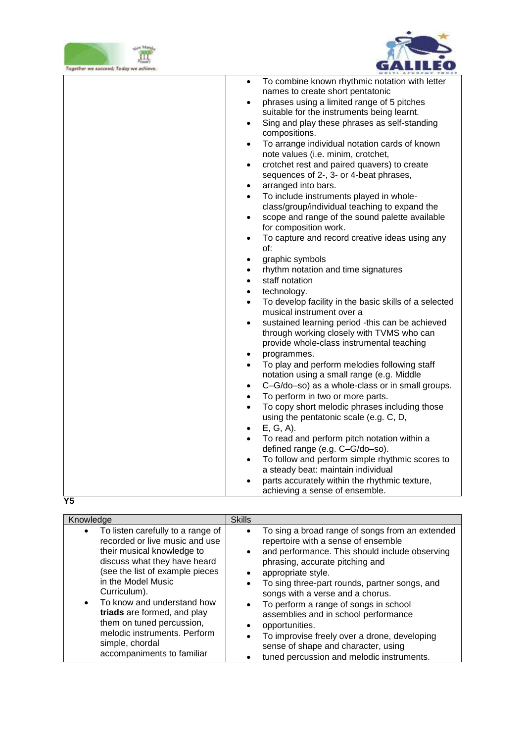| | |
|---|---|
| | • To combine known rhythmic notation with letter names to create short pentatonic<br>• phrases using a limited range of 5 pitches suitable for the instruments being learnt.<br>• Sing and play these phrases as self-standing compositions.<br>• To arrange individual notation cards of known note values (i.e. minim, crotchet,<br>• crotchet rest and paired quavers) to create sequences of 2-, 3- or 4-beat phrases,<br>• arranged into bars.<br>• To include instruments played in whole-class/group/individual teaching to expand the<br>• scope and range of the sound palette available for composition work.<br>• To capture and record creative ideas using any of:<br>• graphic symbols<br>• rhythm notation and time signatures<br>• staff notation<br>• technology.<br>• To develop facility in the basic skills of a selected musical instrument over a<br>• sustained learning period -this can be achieved through working closely with TVMS who can provide whole-class instrumental teaching<br>• programmes.<br>• To play and perform melodies following staff notation using a small range (e.g. Middle<br>• C–G/do–so) as a whole-class or in small groups.<br>• To perform in two or more parts.<br>• To copy short melodic phrases including those using the pentatonic scale (e.g. C, D,<br>• E, G, A).<br>• To read and perform pitch notation within a defined range (e.g. C–G/do–so).<br>• To follow and perform simple rhythmic scores to a steady beat: maintain individual<br>• parts accurately within the rhythmic texture, achieving a sense of ensemble. |

**Y5**

| Knowledge | Skills |
|---|---|
| • To listen carefully to a range of recorded or live music and use their musical knowledge to discuss what they have heard (see the list of example pieces in the Model Music Curriculum).<br>• To know and understand how **triads** are formed, and play them on tuned percussion, melodic instruments. Perform simple, chordal accompaniments to familiar | • To sing a broad range of songs from an extended repertoire with a sense of ensemble<br>• and performance. This should include observing phrasing, accurate pitching and<br>• appropriate style.<br>• To sing three-part rounds, partner songs, and songs with a verse and a chorus.<br>• To perform a range of songs in school assemblies and in school performance<br>• opportunities.<br>• To improvise freely over a drone, developing sense of shape and character, using<br>• tuned percussion and melodic instruments. |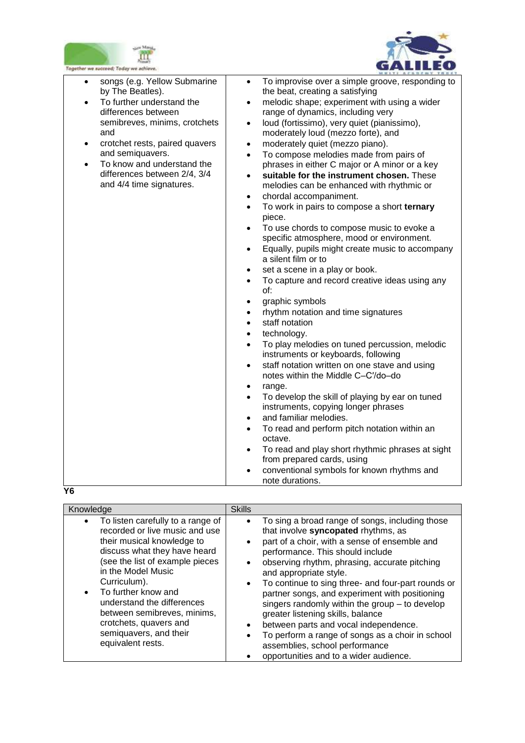| | |
|---|---|
| • songs (e.g. Yellow Submarine by The Beatles).<br>• To further understand the differences between semibreves, minims, crotchets and<br>• crotchet rests, paired quavers and semiquavers.<br>• To know and understand the differences between 2/4, 3/4 and 4/4 time signatures. | • To improvise over a simple groove, responding to the beat, creating a satisfying<br>• melodic shape; experiment with using a wider range of dynamics, including very<br>• loud (fortissimo), very quiet (pianissimo), moderately loud (mezzo forte), and<br>• moderately quiet (mezzo piano).<br>• To compose melodies made from pairs of phrases in either C major or A minor or a key<br>• **suitable for the instrument chosen.** These melodies can be enhanced with rhythmic or<br>• chordal accompaniment.<br>• To work in pairs to compose a short **ternary** piece.<br>• To use chords to compose music to evoke a specific atmosphere, mood or environment.<br>• Equally, pupils might create music to accompany a silent film or to<br>• set a scene in a play or book.<br>• To capture and record creative ideas using any of:<br>• graphic symbols<br>• rhythm notation and time signatures<br>• staff notation<br>• technology.<br>• To play melodies on tuned percussion, melodic instruments or keyboards, following<br>• staff notation written on one stave and using notes within the Middle C–C′/do–do<br>• range.<br>• To develop the skill of playing by ear on tuned instruments, copying longer phrases<br>• and familiar melodies.<br>• To read and perform pitch notation within an octave.<br>• To read and play short rhythmic phrases at sight from prepared cards, using<br>• conventional symbols for known rhythms and note durations. |

**Y6**

| Knowledge | Skills |
|---|---|
| • To listen carefully to a range of recorded or live music and use their musical knowledge to discuss what they have heard (see the list of example pieces in the Model Music Curriculum).<br>• To further know and understand the differences between semibreves, minims, crotchets, quavers and semiquavers, and their equivalent rests. | • To sing a broad range of songs, including those that involve **syncopated** rhythms, as<br>• part of a choir, with a sense of ensemble and performance. This should include<br>• observing rhythm, phrasing, accurate pitching and appropriate style.<br>• To continue to sing three- and four-part rounds or partner songs, and experiment with positioning singers randomly within the group – to develop greater listening skills, balance<br>• between parts and vocal independence.<br>• To perform a range of songs as a choir in school assemblies, school performance<br>• opportunities and to a wider audience. |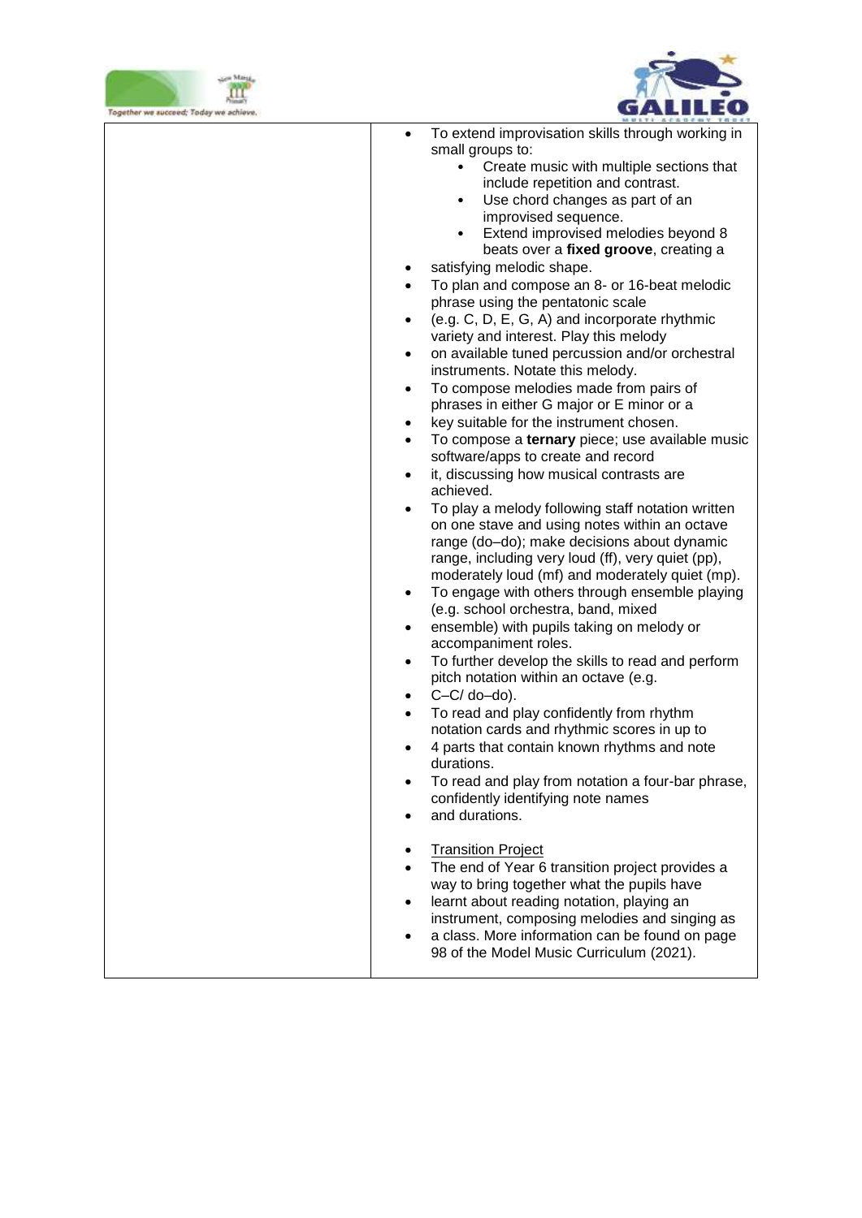| | |
|---|---|
| | • To extend improvisation skills through working in small groups to:<br>&nbsp;&nbsp;&nbsp;&nbsp;• Create music with multiple sections that include repetition and contrast.<br>&nbsp;&nbsp;&nbsp;&nbsp;• Use chord changes as part of an improvised sequence.<br>&nbsp;&nbsp;&nbsp;&nbsp;• Extend improvised melodies beyond 8 beats over a **fixed groove**, creating a<br>• satisfying melodic shape.<br>• To plan and compose an 8- or 16-beat melodic phrase using the pentatonic scale<br>• (e.g. C, D, E, G, A) and incorporate rhythmic variety and interest. Play this melody<br>• on available tuned percussion and/or orchestral instruments. Notate this melody.<br>• To compose melodies made from pairs of phrases in either G major or E minor or a<br>• key suitable for the instrument chosen.<br>• To compose a **ternary** piece; use available music software/apps to create and record<br>• it, discussing how musical contrasts are achieved.<br>• To play a melody following staff notation written on one stave and using notes within an octave range (do–do); make decisions about dynamic range, including very loud (ff), very quiet (pp), moderately loud (mf) and moderately quiet (mp).<br>• To engage with others through ensemble playing (e.g. school orchestra, band, mixed<br>• ensemble) with pupils taking on melody or accompaniment roles.<br>• To further develop the skills to read and perform pitch notation within an octave (e.g.<br>• C–C/ do–do).<br>• To read and play confidently from rhythm notation cards and rhythmic scores in up to<br>• 4 parts that contain known rhythms and note durations.<br>• To read and play from notation a four-bar phrase, confidently identifying note names<br>• and durations.<br><br>• <u>Transition Project</u><br>• The end of Year 6 transition project provides a way to bring together what the pupils have<br>• learnt about reading notation, playing an instrument, composing melodies and singing as<br>• a class. More information can be found on page 98 of the Model Music Curriculum (2021). |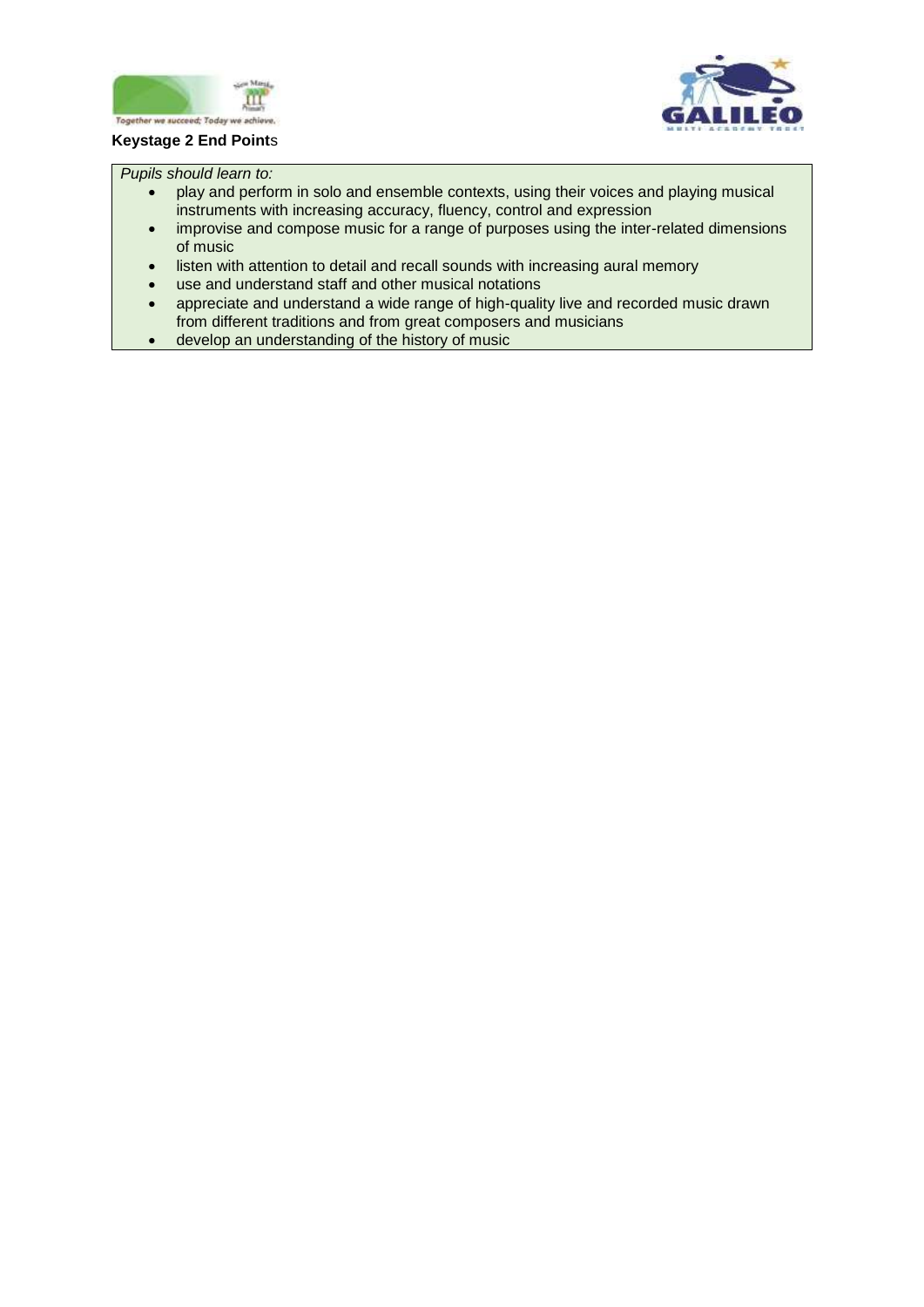**Keystage 2 End Points**

*Pupils should learn to:*

- play and perform in solo and ensemble contexts, using their voices and playing musical instruments with increasing accuracy, fluency, control and expression
- improvise and compose music for a range of purposes using the inter-related dimensions of music
- listen with attention to detail and recall sounds with increasing aural memory
- use and understand staff and other musical notations
- appreciate and understand a wide range of high-quality live and recorded music drawn from different traditions and from great composers and musicians
- develop an understanding of the history of music